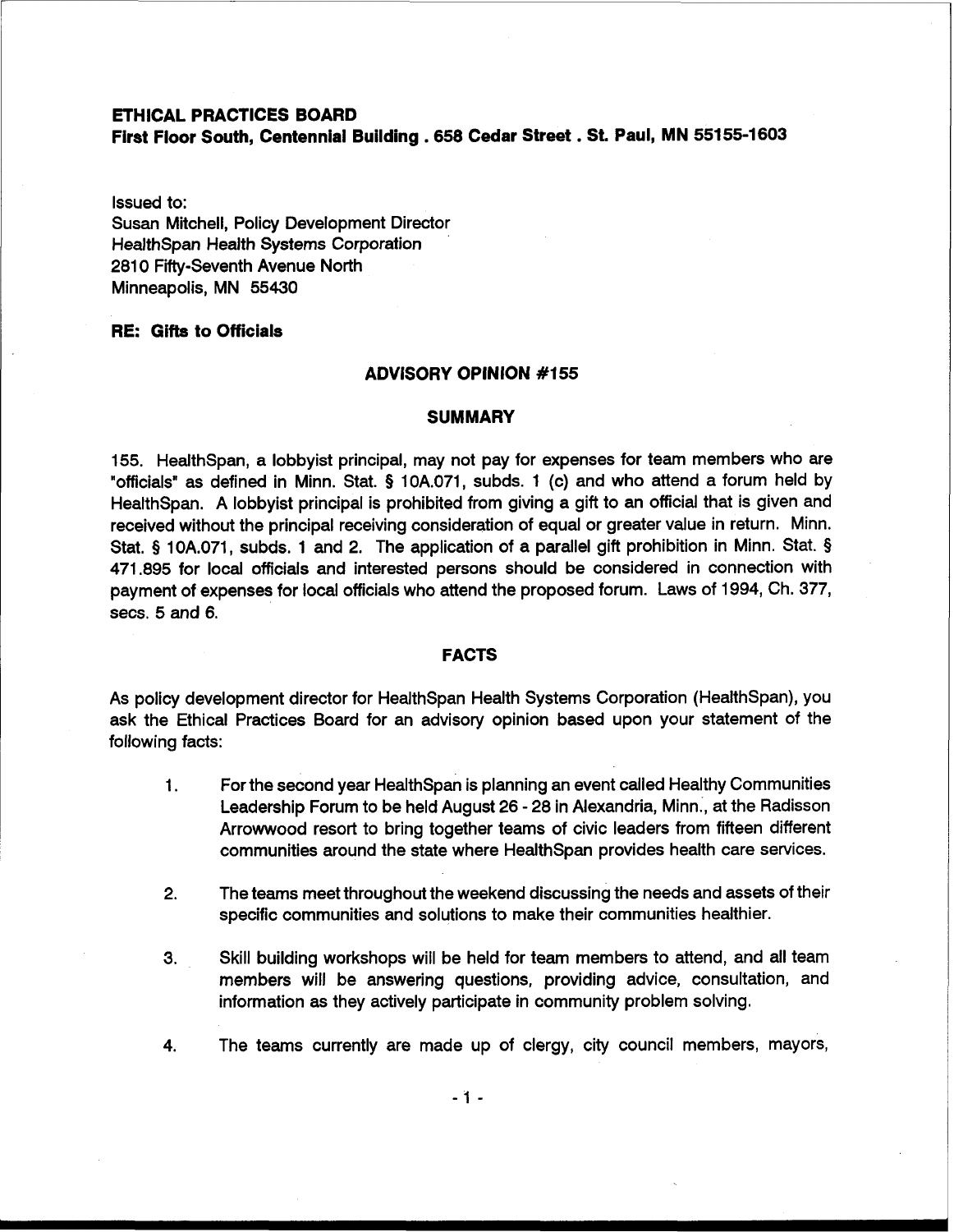**ETHICAL PRACTICES BOARD**
**First Floor South, Centennial Building . 658 Cedar Street . St. Paul, MN 55155-1603**

Issued to:
Susan Mitchell, Policy Development Director
HealthSpan Health Systems Corporation
2810 Fifty-Seventh Avenue North
Minneapolis, MN 55430

**RE: Gifts to Officials**

## ADVISORY OPINION #155

## SUMMARY

155. HealthSpan, a lobbyist principal, may not pay for expenses for team members who are "officials" as defined in Minn. Stat. § 10A.071, subds. 1 (c) and who attend a forum held by HealthSpan. A lobbyist principal is prohibited from giving a gift to an official that is given and received without the principal receiving consideration of equal or greater value in return. Minn. Stat. § 10A.071, subds. 1 and 2. The application of a parallel gift prohibition in Minn. Stat. § 471.895 for local officials and interested persons should be considered in connection with payment of expenses for local officials who attend the proposed forum. Laws of 1994, Ch. 377, secs. 5 and 6.

## FACTS

As policy development director for HealthSpan Health Systems Corporation (HealthSpan), you ask the Ethical Practices Board for an advisory opinion based upon your statement of the following facts:

1. For the second year HealthSpan is planning an event called Healthy Communities Leadership Forum to be held August 26 - 28 in Alexandria, Minn., at the Radisson Arrowwood resort to bring together teams of civic leaders from fifteen different communities around the state where HealthSpan provides health care services.

2. The teams meet throughout the weekend discussing the needs and assets of their specific communities and solutions to make their communities healthier.

3. Skill building workshops will be held for team members to attend, and all team members will be answering questions, providing advice, consultation, and information as they actively participate in community problem solving.

4. The teams currently are made up of clergy, city council members, mayors,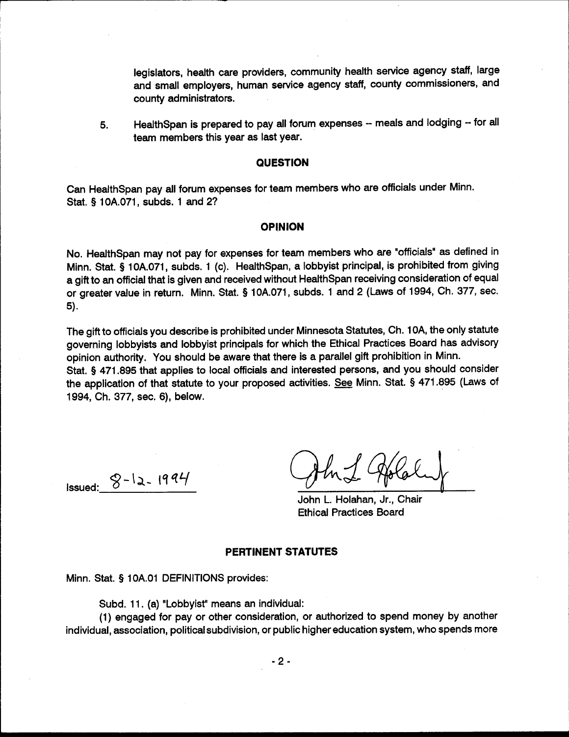legislators, health care providers, community health service agency staff, large and small employers, human service agency staff, county commissioners, and county administrators.

5. HealthSpan is prepared to pay all forum expenses -- meals and lodging -- for all team members this year as last year.

## QUESTION

Can HealthSpan pay all forum expenses for team members who are officials under Minn. Stat. § 10A.071, subds. 1 and 2?

## OPINION

No. HealthSpan may not pay for expenses for team members who are "officials" as defined in Minn. Stat. § 10A.071, subds. 1 (c). HealthSpan, a lobbyist principal, is prohibited from giving a gift to an official that is given and received without HealthSpan receiving consideration of equal or greater value in return. Minn. Stat. § 10A.071, subds. 1 and 2 (Laws of 1994, Ch. 377, sec. 5).

The gift to officials you describe is prohibited under Minnesota Statutes, Ch. 10A, the only statute governing lobbyists and lobbyist principals for which the Ethical Practices Board has advisory opinion authority. You should be aware that there is a parallel gift prohibition in Minn. Stat. § 471.895 that applies to local officials and interested persons, and you should consider the application of that statute to your proposed activities. See Minn. Stat. § 471.895 (Laws of 1994, Ch. 377, sec. 6), below.

Issued: 8-12-1994

John L. Holahan, Jr., Chair
Ethical Practices Board

## PERTINENT STATUTES

Minn. Stat. § 10A.01 DEFINITIONS provides:

Subd. 11. (a) "Lobbyist" means an individual:

(1) engaged for pay or other consideration, or authorized to spend money by another individual, association, political subdivision, or public higher education system, who spends more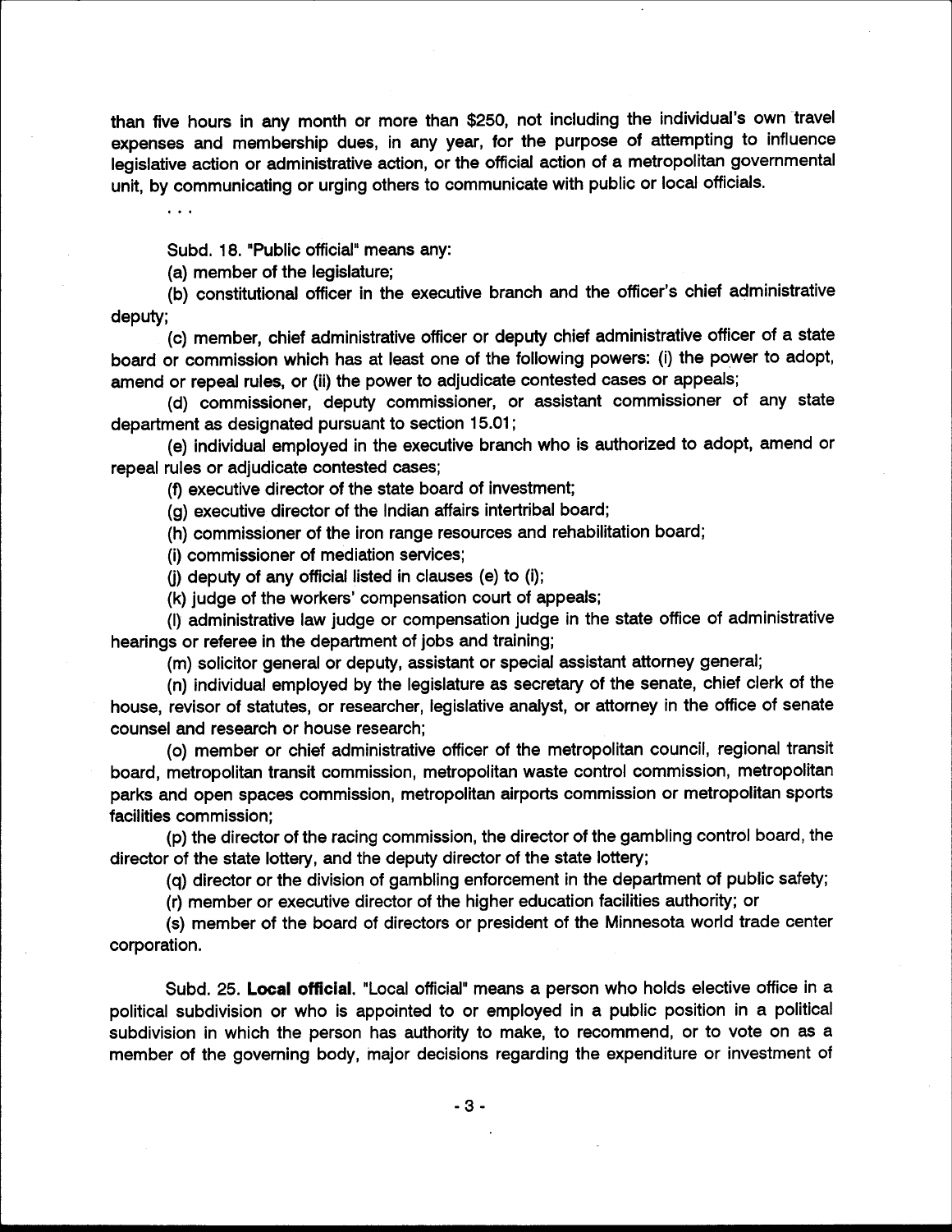than five hours in any month or more than $250, not including the individual's own travel expenses and membership dues, in any year, for the purpose of attempting to influence legislative action or administrative action, or the official action of a metropolitan governmental unit, by communicating or urging others to communicate with public or local officials.

. . .

Subd. 18. "Public official" means any:

(a) member of the legislature;

(b) constitutional officer in the executive branch and the officer's chief administrative deputy;

(c) member, chief administrative officer or deputy chief administrative officer of a state board or commission which has at least one of the following powers: (i) the power to adopt, amend or repeal rules, or (ii) the power to adjudicate contested cases or appeals;

(d) commissioner, deputy commissioner, or assistant commissioner of any state department as designated pursuant to section 15.01;

(e) individual employed in the executive branch who is authorized to adopt, amend or repeal rules or adjudicate contested cases;

(f) executive director of the state board of investment;

(g) executive director of the Indian affairs intertribal board;

(h) commissioner of the iron range resources and rehabilitation board;

(i) commissioner of mediation services;

(j) deputy of any official listed in clauses (e) to (i);

(k) judge of the workers' compensation court of appeals;

(l) administrative law judge or compensation judge in the state office of administrative hearings or referee in the department of jobs and training;

(m) solicitor general or deputy, assistant or special assistant attorney general;

(n) individual employed by the legislature as secretary of the senate, chief clerk of the house, revisor of statutes, or researcher, legislative analyst, or attorney in the office of senate counsel and research or house research;

(o) member or chief administrative officer of the metropolitan council, regional transit board, metropolitan transit commission, metropolitan waste control commission, metropolitan parks and open spaces commission, metropolitan airports commission or metropolitan sports facilities commission;

(p) the director of the racing commission, the director of the gambling control board, the director of the state lottery, and the deputy director of the state lottery;

(q) director or the division of gambling enforcement in the department of public safety;

(r) member or executive director of the higher education facilities authority; or

(s) member of the board of directors or president of the Minnesota world trade center corporation.

Subd. 25. **Local official.** "Local official" means a person who holds elective office in a political subdivision or who is appointed to or employed in a public position in a political subdivision in which the person has authority to make, to recommend, or to vote on as a member of the governing body, major decisions regarding the expenditure or investment of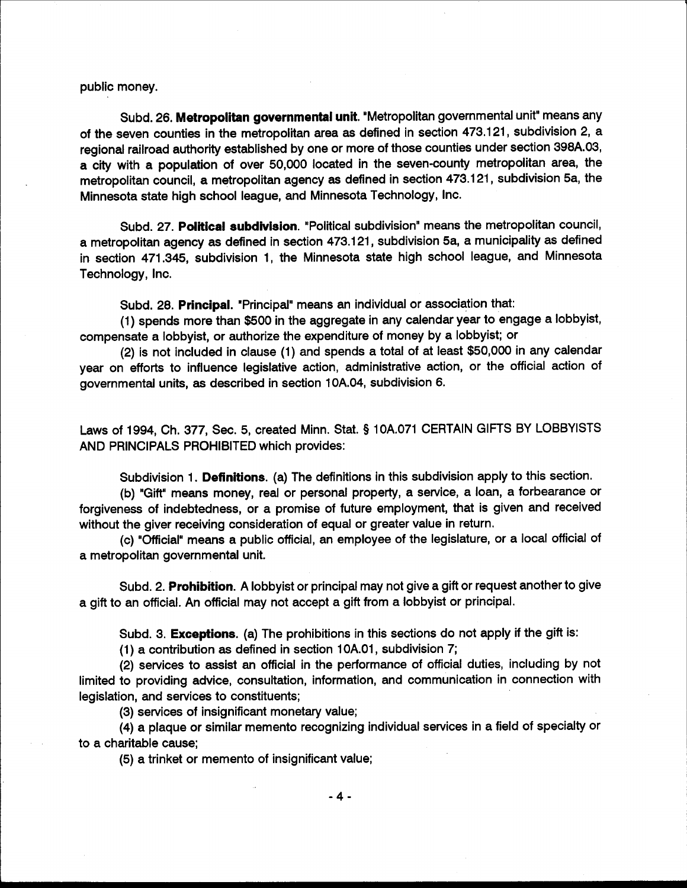public money.

Subd. 26. **Metropolitan governmental unit.** "Metropolitan governmental unit" means any of the seven counties in the metropolitan area as defined in section 473.121, subdivision 2, a regional railroad authority established by one or more of those counties under section 398A.03, a city with a population of over 50,000 located in the seven-county metropolitan area, the metropolitan council, a metropolitan agency as defined in section 473.121, subdivision 5a, the Minnesota state high school league, and Minnesota Technology, Inc.

Subd. 27. **Political subdivision.** "Political subdivision" means the metropolitan council, a metropolitan agency as defined in section 473.121, subdivision 5a, a municipality as defined in section 471.345, subdivision 1, the Minnesota state high school league, and Minnesota Technology, Inc.

Subd. 28. **Principal.** "Principal" means an individual or association that:

(1) spends more than $500 in the aggregate in any calendar year to engage a lobbyist, compensate a lobbyist, or authorize the expenditure of money by a lobbyist; or

(2) is not included in clause (1) and spends a total of at least $50,000 in any calendar year on efforts to influence legislative action, administrative action, or the official action of governmental units, as described in section 10A.04, subdivision 6.

Laws of 1994, Ch. 377, Sec. 5, created Minn. Stat. § 10A.071 CERTAIN GIFTS BY LOBBYISTS AND PRINCIPALS PROHIBITED which provides:

Subdivision 1. **Definitions.** (a) The definitions in this subdivision apply to this section.

(b) "Gift" means money, real or personal property, a service, a loan, a forbearance or forgiveness of indebtedness, or a promise of future employment, that is given and received without the giver receiving consideration of equal or greater value in return.

(c) "Official" means a public official, an employee of the legislature, or a local official of a metropolitan governmental unit.

Subd. 2. **Prohibition.** A lobbyist or principal may not give a gift or request another to give a gift to an official. An official may not accept a gift from a lobbyist or principal.

Subd. 3. **Exceptions.** (a) The prohibitions in this sections do not apply if the gift is:

(1) a contribution as defined in section 10A.01, subdivision 7;

(2) services to assist an official in the performance of official duties, including by not limited to providing advice, consultation, information, and communication in connection with legislation, and services to constituents;

(3) services of insignificant monetary value;

(4) a plaque or similar memento recognizing individual services in a field of specialty or to a charitable cause;

(5) a trinket or memento of insignificant value;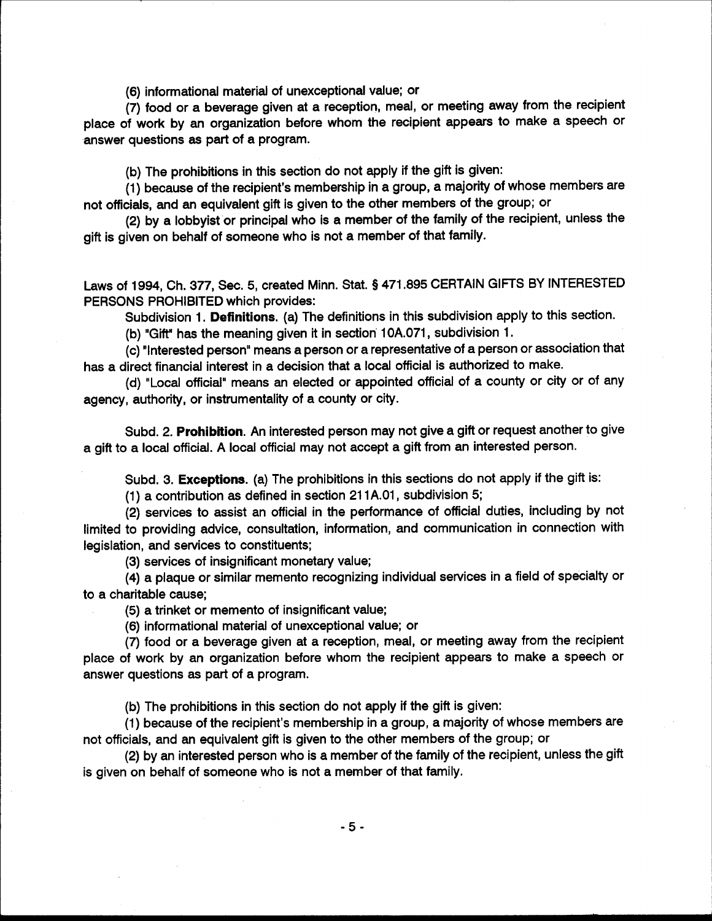(6) informational material of unexceptional value; or

(7) food or a beverage given at a reception, meal, or meeting away from the recipient place of work by an organization before whom the recipient appears to make a speech or answer questions as part of a program.

(b) The prohibitions in this section do not apply if the gift is given:

(1) because of the recipient's membership in a group, a majority of whose members are not officials, and an equivalent gift is given to the other members of the group; or

(2) by a lobbyist or principal who is a member of the family of the recipient, unless the gift is given on behalf of someone who is not a member of that family.

Laws of 1994, Ch. 377, Sec. 5, created Minn. Stat. § 471.895 CERTAIN GIFTS BY INTERESTED PERSONS PROHIBITED which provides:

Subdivision 1. **Definitions.** (a) The definitions in this subdivision apply to this section.

(b) "Gift" has the meaning given it in section 10A.071, subdivision 1.

(c) "Interested person" means a person or a representative of a person or association that has a direct financial interest in a decision that a local official is authorized to make.

(d) "Local official" means an elected or appointed official of a county or city or of any agency, authority, or instrumentality of a county or city.

Subd. 2. **Prohibition.** An interested person may not give a gift or request another to give a gift to a local official. A local official may not accept a gift from an interested person.

Subd. 3. **Exceptions.** (a) The prohibitions in this sections do not apply if the gift is:

(1) a contribution as defined in section 211A.01, subdivision 5;

(2) services to assist an official in the performance of official duties, including by not limited to providing advice, consultation, information, and communication in connection with legislation, and services to constituents;

(3) services of insignificant monetary value;

(4) a plaque or similar memento recognizing individual services in a field of specialty or to a charitable cause;

(5) a trinket or memento of insignificant value;

(6) informational material of unexceptional value; or

(7) food or a beverage given at a reception, meal, or meeting away from the recipient place of work by an organization before whom the recipient appears to make a speech or answer questions as part of a program.

(b) The prohibitions in this section do not apply if the gift is given:

(1) because of the recipient's membership in a group, a majority of whose members are not officials, and an equivalent gift is given to the other members of the group; or

(2) by an interested person who is a member of the family of the recipient, unless the gift is given on behalf of someone who is not a member of that family.